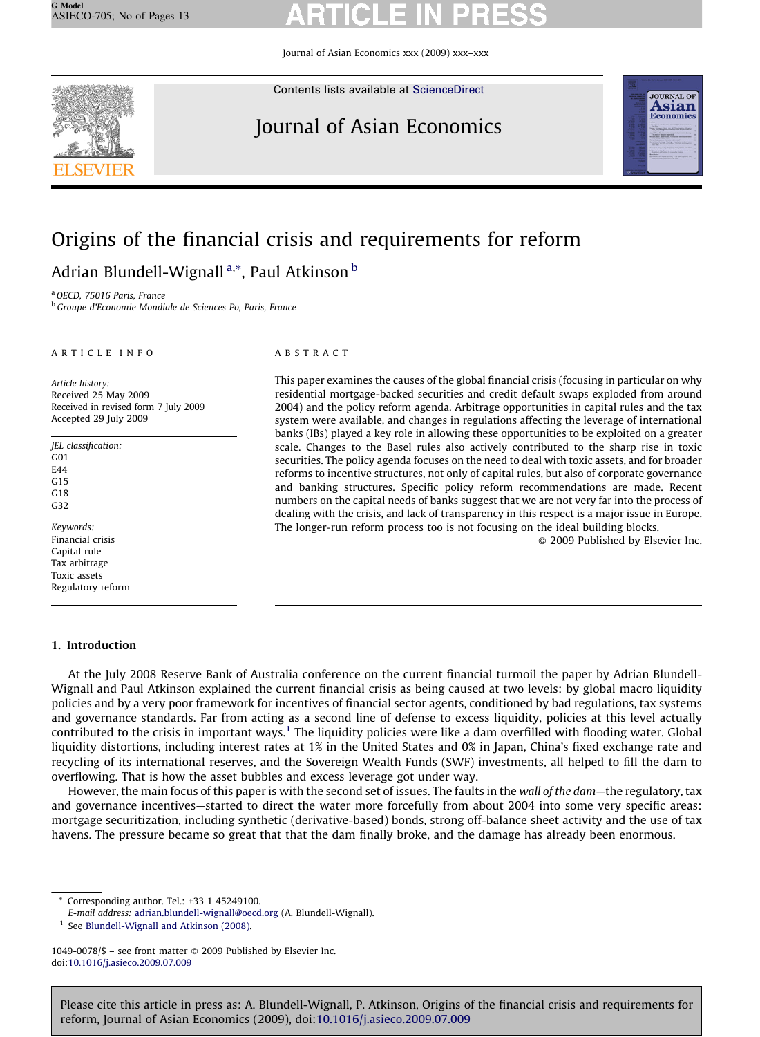# Origins of the financial crisis and requirements for reform

Adrian Blundell-Wignall[a,*], Paul Atkinson[b]

[a] OECD, 75016 Paris, France

[b] Groupe d'Economie Mondiale de Sciences Po, Paris, France

## ARTICLE INFO

*Article history:*
Received 25 May 2009
Received in revised form 7 July 2009
Accepted 29 July 2009

*JEL classification:*
G01
E44
G15
G18
G32

*Keywords:*
Financial crisis
Capital rule
Tax arbitrage
Toxic assets
Regulatory reform

## ABSTRACT

This paper examines the causes of the global financial crisis (focusing in particular on why residential mortgage-backed securities and credit default swaps exploded from around 2004) and the policy reform agenda. Arbitrage opportunities in capital rules and the tax system were available, and changes in regulations affecting the leverage of international banks (IBs) played a key role in allowing these opportunities to be exploited on a greater scale. Changes to the Basel rules also actively contributed to the sharp rise in toxic securities. The policy agenda focuses on the need to deal with toxic assets, and for broader reforms to incentive structures, not only of capital rules, but also of corporate governance and banking structures. Specific policy reform recommendations are made. Recent numbers on the capital needs of banks suggest that we are not very far into the process of dealing with the crisis, and lack of transparency in this respect is a major issue in Europe. The longer-run reform process too is not focusing on the ideal building blocks.

© 2009 Published by Elsevier Inc.

## 1. Introduction

At the July 2008 Reserve Bank of Australia conference on the current financial turmoil the paper by Adrian Blundell-Wignall and Paul Atkinson explained the current financial crisis as being caused at two levels: by global macro liquidity policies and by a very poor framework for incentives of financial sector agents, conditioned by bad regulations, tax systems and governance standards. Far from acting as a second line of defense to excess liquidity, policies at this level actually contributed to the crisis in important ways.[1] The liquidity policies were like a dam overfilled with flooding water. Global liquidity distortions, including interest rates at 1% in the United States and 0% in Japan, China's fixed exchange rate and recycling of its international reserves, and the Sovereign Wealth Funds (SWF) investments, all helped to fill the dam to overflowing. That is how the asset bubbles and excess leverage got under way.

However, the main focus of this paper is with the second set of issues. The faults in the *wall of the dam*—the regulatory, tax and governance incentives—started to direct the water more forcefully from about 2004 into some very specific areas: mortgage securitization, including synthetic (derivative-based) bonds, strong off-balance sheet activity and the use of tax havens. The pressure became so great that that the dam finally broke, and the damage has already been enormous.

---

* Corresponding author. Tel.: +33 1 45249100.
*E-mail address:* adrian.blundell-wignall@oecd.org (A. Blundell-Wignall).

[1] See Blundell-Wignall and Atkinson (2008).

1049-0078/$ – see front matter © 2009 Published by Elsevier Inc.
doi:10.1016/j.asieco.2009.07.009

Please cite this article in press as: A. Blundell-Wignall, P. Atkinson, Origins of the financial crisis and requirements for reform, Journal of Asian Economics (2009), doi:10.1016/j.asieco.2009.07.009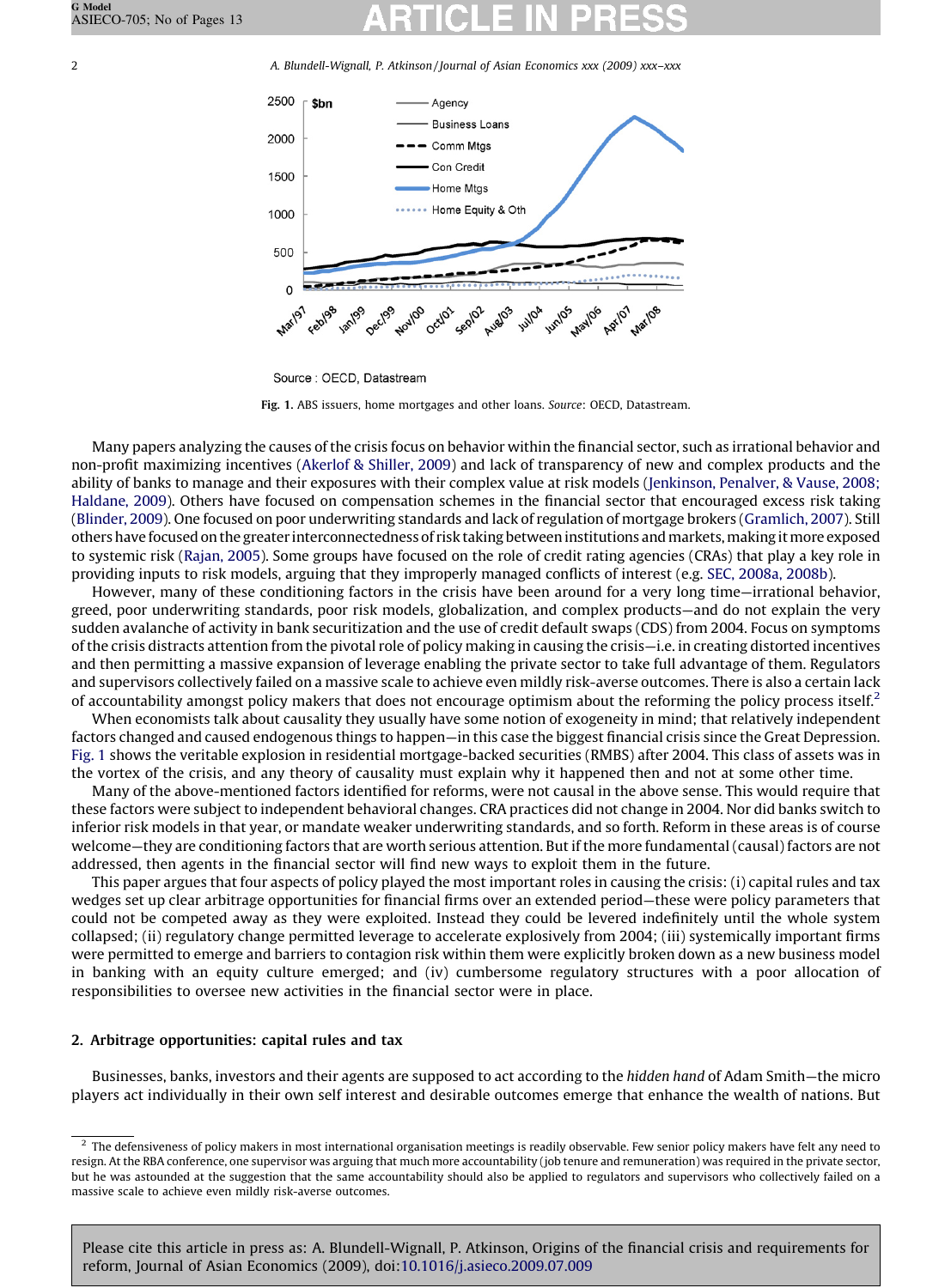2500 $bn

2000

1500

1000

500

0

Agency

Business Loans

Comm Mtgs

Con Credit

Home Mtgs

Home Equity & Oth

Mar/97 Feb/98 Jan/99 Dec/99 Nov/00 Oct/01 Sep/02 Aug/03 Jul/04 Jun/05 May/06 Apr/07 Mar/08

Source : OECD, Datastream

**Fig. 1.** ABS issuers, home mortgages and other loans. *Source*: OECD, Datastream.

Many papers analyzing the causes of the crisis focus on behavior within the financial sector, such as irrational behavior and non-profit maximizing incentives (Akerlof & Shiller, 2009) and lack of transparency of new and complex products and the ability of banks to manage and their exposures with their complex value at risk models (Jenkinson, Penalver, & Vause, 2008; Haldane, 2009). Others have focused on compensation schemes in the financial sector that encouraged excess risk taking (Blinder, 2009). One focused on poor underwriting standards and lack of regulation of mortgage brokers (Gramlich, 2007). Still others have focused on the greater interconnectedness of risk taking between institutions and markets, making it more exposed to systemic risk (Rajan, 2005). Some groups have focused on the role of credit rating agencies (CRAs) that play a key role in providing inputs to risk models, arguing that they improperly managed conflicts of interest (e.g. SEC, 2008a, 2008b).

However, many of these conditioning factors in the crisis have been around for a very long time—irrational behavior, greed, poor underwriting standards, poor risk models, globalization, and complex products—and do not explain the very sudden avalanche of activity in bank securitization and the use of credit default swaps (CDS) from 2004. Focus on symptoms of the crisis distracts attention from the pivotal role of policy making in causing the crisis—i.e. in creating distorted incentives and then permitting a massive expansion of leverage enabling the private sector to take full advantage of them. Regulators and supervisors collectively failed on a massive scale to achieve even mildly risk-averse outcomes. There is also a certain lack of accountability amongst policy makers that does not encourage optimism about the reforming the policy process itself.[2]

When economists talk about causality they usually have some notion of exogeneity in mind; that relatively independent factors changed and caused endogenous things to happen—in this case the biggest financial crisis since the Great Depression. Fig. 1 shows the veritable explosion in residential mortgage-backed securities (RMBS) after 2004. This class of assets was in the vortex of the crisis, and any theory of causality must explain why it happened then and not at some other time.

Many of the above-mentioned factors identified for reforms, were not causal in the above sense. This would require that these factors were subject to independent behavioral changes. CRA practices did not change in 2004. Nor did banks switch to inferior risk models in that year, or mandate weaker underwriting standards, and so forth. Reform in these areas is of course welcome—they are conditioning factors that are worth serious attention. But if the more fundamental (causal) factors are not addressed, then agents in the financial sector will find new ways to exploit them in the future.

This paper argues that four aspects of policy played the most important roles in causing the crisis: (i) capital rules and tax wedges set up clear arbitrage opportunities for financial firms over an extended period—these were policy parameters that could not be competed away as they were exploited. Instead they could be levered indefinitely until the whole system collapsed; (ii) regulatory change permitted leverage to accelerate explosively from 2004; (iii) systemically important firms were permitted to emerge and barriers to contagion risk within them were explicitly broken down as a new business model in banking with an equity culture emerged; and (iv) cumbersome regulatory structures with a poor allocation of responsibilities to oversee new activities in the financial sector were in place.

## 2. Arbitrage opportunities: capital rules and tax

Businesses, banks, investors and their agents are supposed to act according to the *hidden hand* of Adam Smith—the micro players act individually in their own self interest and desirable outcomes emerge that enhance the wealth of nations. But

[2] The defensiveness of policy makers in most international organisation meetings is readily observable. Few senior policy makers have felt any need to resign. At the RBA conference, one supervisor was arguing that much more accountability (job tenure and remuneration) was required in the private sector, but he was astounded at the suggestion that the same accountability should also be applied to regulators and supervisors who collectively failed on a massive scale to achieve even mildly risk-averse outcomes.

Please cite this article in press as: A. Blundell-Wignall, P. Atkinson, Origins of the financial crisis and requirements for reform, Journal of Asian Economics (2009), doi:10.1016/j.asieco.2009.07.009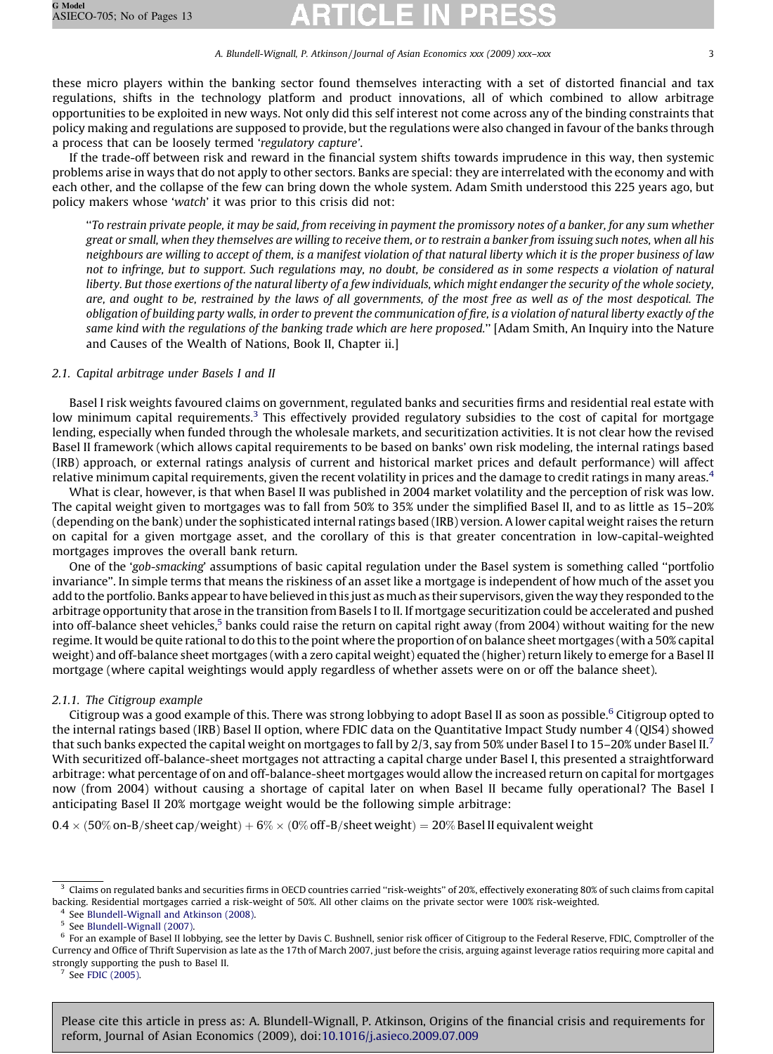these micro players within the banking sector found themselves interacting with a set of distorted financial and tax regulations, shifts in the technology platform and product innovations, all of which combined to allow arbitrage opportunities to be exploited in new ways. Not only did this self interest not come across any of the binding constraints that policy making and regulations are supposed to provide, but the regulations were also changed in favour of the banks through a process that can be loosely termed '*regulatory capture*'.

If the trade-off between risk and reward in the financial system shifts towards imprudence in this way, then systemic problems arise in ways that do not apply to other sectors. Banks are special: they are interrelated with the economy and with each other, and the collapse of the few can bring down the whole system. Adam Smith understood this 225 years ago, but policy makers whose '*watch*' it was prior to this crisis did not:

> "*To restrain private people, it may be said, from receiving in payment the promissory notes of a banker, for any sum whether great or small, when they themselves are willing to receive them, or to restrain a banker from issuing such notes, when all his neighbours are willing to accept of them, is a manifest violation of that natural liberty which it is the proper business of law not to infringe, but to support. Such regulations may, no doubt, be considered as in some respects a violation of natural liberty. But those exertions of the natural liberty of a few individuals, which might endanger the security of the whole society, are, and ought to be, restrained by the laws of all governments, of the most free as well as of the most despotical. The obligation of building party walls, in order to prevent the communication of fire, is a violation of natural liberty exactly of the same kind with the regulations of the banking trade which are here proposed.*" [Adam Smith, An Inquiry into the Nature and Causes of the Wealth of Nations, Book II, Chapter ii.]

### 2.1. Capital arbitrage under Basels I and II

Basel I risk weights favoured claims on government, regulated banks and securities firms and residential real estate with low minimum capital requirements.[3] This effectively provided regulatory subsidies to the cost of capital for mortgage lending, especially when funded through the wholesale markets, and securitization activities. It is not clear how the revised Basel II framework (which allows capital requirements to be based on banks' own risk modeling, the internal ratings based (IRB) approach, or external ratings analysis of current and historical market prices and default performance) will affect relative minimum capital requirements, given the recent volatility in prices and the damage to credit ratings in many areas.[4]

What is clear, however, is that when Basel II was published in 2004 market volatility and the perception of risk was low. The capital weight given to mortgages was to fall from 50% to 35% under the simplified Basel II, and to as little as 15–20% (depending on the bank) under the sophisticated internal ratings based (IRB) version. A lower capital weight raises the return on capital for a given mortgage asset, and the corollary of this is that greater concentration in low-capital-weighted mortgages improves the overall bank return.

One of the '*gob-smacking*' assumptions of basic capital regulation under the Basel system is something called "portfolio invariance". In simple terms that means the riskiness of an asset like a mortgage is independent of how much of the asset you add to the portfolio. Banks appear to have believed in this just as much as their supervisors, given the way they responded to the arbitrage opportunity that arose in the transition from Basels I to II. If mortgage securitization could be accelerated and pushed into off-balance sheet vehicles,[5] banks could raise the return on capital right away (from 2004) without waiting for the new regime. It would be quite rational to do this to the point where the proportion of on balance sheet mortgages (with a 50% capital weight) and off-balance sheet mortgages (with a zero capital weight) equated the (higher) return likely to emerge for a Basel II mortgage (where capital weightings would apply regardless of whether assets were on or off the balance sheet).

#### 2.1.1. The Citigroup example

Citigroup was a good example of this. There was strong lobbying to adopt Basel II as soon as possible.[6] Citigroup opted to the internal ratings based (IRB) Basel II option, where FDIC data on the Quantitative Impact Study number 4 (QIS4) showed that such banks expected the capital weight on mortgages to fall by 2/3, say from 50% under Basel I to 15–20% under Basel II.[7] With securitized off-balance-sheet mortgages not attracting a capital charge under Basel I, this presented a straightforward arbitrage: what percentage of on and off-balance-sheet mortgages would allow the increased return on capital for mortgages now (from 2004) without causing a shortage of capital later on when Basel II became fully operational? The Basel I anticipating Basel II 20% mortgage weight would be the following simple arbitrage:

$$0.4 \times (50\%\ \text{on-B/sheet cap/weight}) + 6\% \times (0\%\ \text{off-B/sheet weight}) = 20\%\ \text{Basel II equivalent weight}$$

---

[3] Claims on regulated banks and securities firms in OECD countries carried "risk-weights" of 20%, effectively exonerating 80% of such claims from capital backing. Residential mortgages carried a risk-weight of 50%. All other claims on the private sector were 100% risk-weighted.

[4] See Blundell-Wignall and Atkinson (2008).

[5] See Blundell-Wignall (2007).

[6] For an example of Basel II lobbying, see the letter by Davis C. Bushnell, senior risk officer of Citigroup to the Federal Reserve, FDIC, Comptroller of the Currency and Office of Thrift Supervision as late as the 17th of March 2007, just before the crisis, arguing against leverage ratios requiring more capital and strongly supporting the push to Basel II.

[7] See FDIC (2005).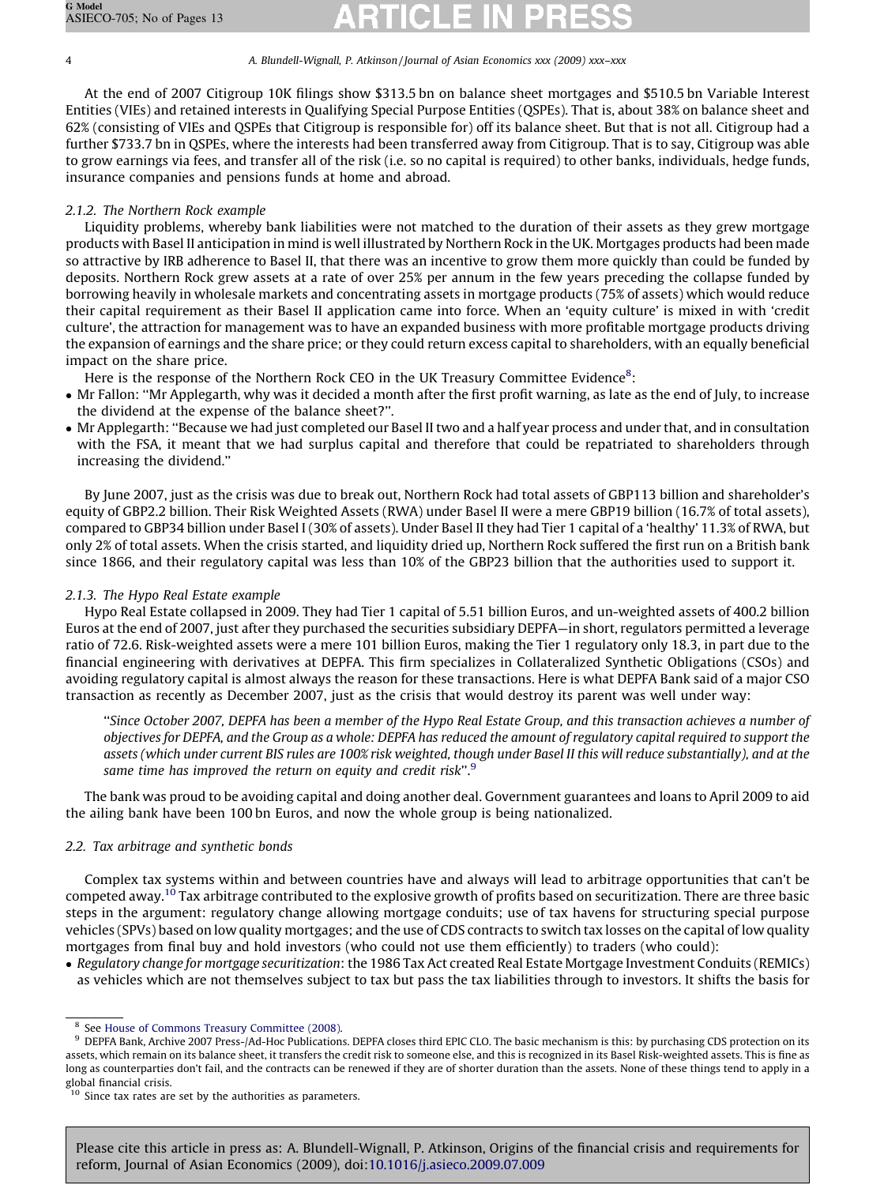At the end of 2007 Citigroup 10K filings show $313.5 bn on balance sheet mortgages and $510.5 bn Variable Interest Entities (VIEs) and retained interests in Qualifying Special Purpose Entities (QSPEs). That is, about 38% on balance sheet and 62% (consisting of VIEs and QSPEs that Citigroup is responsible for) off its balance sheet. But that is not all. Citigroup had a further $733.7 bn in QSPEs, where the interests had been transferred away from Citigroup. That is to say, Citigroup was able to grow earnings via fees, and transfer all of the risk (i.e. so no capital is required) to other banks, individuals, hedge funds, insurance companies and pensions funds at home and abroad.

### 2.1.2. The Northern Rock example

Liquidity problems, whereby bank liabilities were not matched to the duration of their assets as they grew mortgage products with Basel II anticipation in mind is well illustrated by Northern Rock in the UK. Mortgages products had been made so attractive by IRB adherence to Basel II, that there was an incentive to grow them more quickly than could be funded by deposits. Northern Rock grew assets at a rate of over 25% per annum in the few years preceding the collapse funded by borrowing heavily in wholesale markets and concentrating assets in mortgage products (75% of assets) which would reduce their capital requirement as their Basel II application came into force. When an 'equity culture' is mixed in with 'credit culture', the attraction for management was to have an expanded business with more profitable mortgage products driving the expansion of earnings and the share price; or they could return excess capital to shareholders, with an equally beneficial impact on the share price.

Here is the response of the Northern Rock CEO in the UK Treasury Committee Evidence[8]:

- Mr Fallon: "Mr Applegarth, why was it decided a month after the first profit warning, as late as the end of July, to increase the dividend at the expense of the balance sheet?".
- Mr Applegarth: "Because we had just completed our Basel II two and a half year process and under that, and in consultation with the FSA, it meant that we had surplus capital and therefore that could be repatriated to shareholders through increasing the dividend."

By June 2007, just as the crisis was due to break out, Northern Rock had total assets of GBP113 billion and shareholder's equity of GBP2.2 billion. Their Risk Weighted Assets (RWA) under Basel II were a mere GBP19 billion (16.7% of total assets), compared to GBP34 billion under Basel I (30% of assets). Under Basel II they had Tier 1 capital of a 'healthy' 11.3% of RWA, but only 2% of total assets. When the crisis started, and liquidity dried up, Northern Rock suffered the first run on a British bank since 1866, and their regulatory capital was less than 10% of the GBP23 billion that the authorities used to support it.

### 2.1.3. The Hypo Real Estate example

Hypo Real Estate collapsed in 2009. They had Tier 1 capital of 5.51 billion Euros, and un-weighted assets of 400.2 billion Euros at the end of 2007, just after they purchased the securities subsidiary DEPFA—in short, regulators permitted a leverage ratio of 72.6. Risk-weighted assets were a mere 101 billion Euros, making the Tier 1 regulatory only 18.3, in part due to the financial engineering with derivatives at DEPFA. This firm specializes in Collateralized Synthetic Obligations (CSOs) and avoiding regulatory capital is almost always the reason for these transactions. Here is what DEPFA Bank said of a major CSO transaction as recently as December 2007, just as the crisis that would destroy its parent was well under way:

> "*Since October 2007, DEPFA has been a member of the Hypo Real Estate Group, and this transaction achieves a number of objectives for DEPFA, and the Group as a whole: DEPFA has reduced the amount of regulatory capital required to support the assets (which under current BIS rules are 100% risk weighted, though under Basel II this will reduce substantially), and at the same time has improved the return on equity and credit risk*".[9]

The bank was proud to be avoiding capital and doing another deal. Government guarantees and loans to April 2009 to aid the ailing bank have been 100 bn Euros, and now the whole group is being nationalized.

## 2.2. Tax arbitrage and synthetic bonds

Complex tax systems within and between countries have and always will lead to arbitrage opportunities that can't be competed away.[10] Tax arbitrage contributed to the explosive growth of profits based on securitization. There are three basic steps in the argument: regulatory change allowing mortgage conduits; use of tax havens for structuring special purpose vehicles (SPVs) based on low quality mortgages; and the use of CDS contracts to switch tax losses on the capital of low quality mortgages from final buy and hold investors (who could not use them efficiently) to traders (who could):

- *Regulatory change for mortgage securitization*: the 1986 Tax Act created Real Estate Mortgage Investment Conduits (REMICs) as vehicles which are not themselves subject to tax but pass the tax liabilities through to investors. It shifts the basis for

---

[8] See House of Commons Treasury Committee (2008).

[9] DEPFA Bank, Archive 2007 Press-/Ad-Hoc Publications. DEPFA closes third EPIC CLO. The basic mechanism is this: by purchasing CDS protection on its assets, which remain on its balance sheet, it transfers the credit risk to someone else, and this is recognized in its Basel Risk-weighted assets. This is fine as long as counterparties don't fail, and the contracts can be renewed if they are of shorter duration than the assets. None of these things tend to apply in a global financial crisis.

[10] Since tax rates are set by the authorities as parameters.

Please cite this article in press as: A. Blundell-Wignall, P. Atkinson, Origins of the financial crisis and requirements for reform, Journal of Asian Economics (2009), doi:10.1016/j.asieco.2009.07.009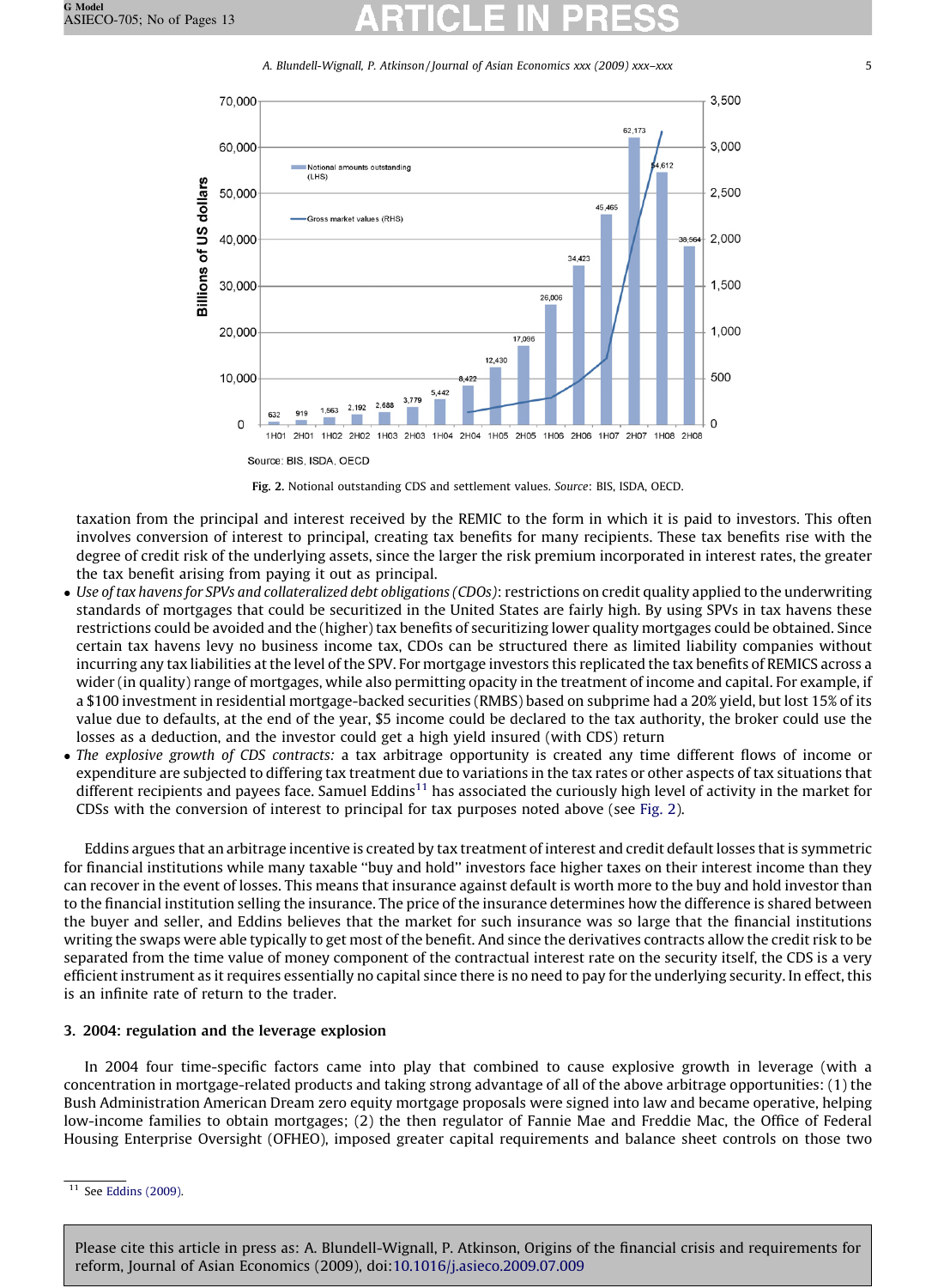70,000
60,000
50,000
40,000
30,000
20,000
10,000
0

3,500
3,000
2,500
2,000
1,500
1,000
500
0

Billions of US dollars

Notional amounts outstanding (LHS)

Gross market values (RHS)

632 919 1,563 2,192 2,688 3,779 5,442 8,422 12,430 17,096 26,006 34,423 45,465 62,173 54,612 38,564

1H01 2H01 1H02 2H02 1H03 2H03 1H04 2H04 1H05 2H05 1H06 2H06 1H07 2H07 1H08 2H08

Source: BIS, ISDA, OECD

**Fig. 2.** Notional outstanding CDS and settlement values. *Source*: BIS, ISDA, OECD.

taxation from the principal and interest received by the REMIC to the form in which it is paid to investors. This often involves conversion of interest to principal, creating tax benefits for many recipients. These tax benefits rise with the degree of credit risk of the underlying assets, since the larger the risk premium incorporated in interest rates, the greater the tax benefit arising from paying it out as principal.

- *Use of tax havens for SPVs and collateralized debt obligations (CDOs)*: restrictions on credit quality applied to the underwriting standards of mortgages that could be securitized in the United States are fairly high. By using SPVs in tax havens these restrictions could be avoided and the (higher) tax benefits of securitizing lower quality mortgages could be obtained. Since certain tax havens levy no business income tax, CDOs can be structured there as limited liability companies without incurring any tax liabilities at the level of the SPV. For mortgage investors this replicated the tax benefits of REMICS across a wider (in quality) range of mortgages, while also permitting opacity in the treatment of income and capital. For example, if a $100 investment in residential mortgage-backed securities (RMBS) based on subprime had a 20% yield, but lost 15% of its value due to defaults, at the end of the year, $5 income could be declared to the tax authority, the broker could use the losses as a deduction, and the investor could get a high yield insured (with CDS) return
- *The explosive growth of CDS contracts:* a tax arbitrage opportunity is created any time different flows of income or expenditure are subjected to differing tax treatment due to variations in the tax rates or other aspects of tax situations that different recipients and payees face. Samuel Eddins[11] has associated the curiously high level of activity in the market for CDSs with the conversion of interest to principal for tax purposes noted above (see Fig. 2).

Eddins argues that an arbitrage incentive is created by tax treatment of interest and credit default losses that is symmetric for financial institutions while many taxable "buy and hold" investors face higher taxes on their interest income than they can recover in the event of losses. This means that insurance against default is worth more to the buy and hold investor than to the financial institution selling the insurance. The price of the insurance determines how the difference is shared between the buyer and seller, and Eddins believes that the market for such insurance was so large that the financial institutions writing the swaps were able typically to get most of the benefit. And since the derivatives contracts allow the credit risk to be separated from the time value of money component of the contractual interest rate on the security itself, the CDS is a very efficient instrument as it requires essentially no capital since there is no need to pay for the underlying security. In effect, this is an infinite rate of return to the trader.

## 3. 2004: regulation and the leverage explosion

In 2004 four time-specific factors came into play that combined to cause explosive growth in leverage (with a concentration in mortgage-related products and taking strong advantage of all of the above arbitrage opportunities: (1) the Bush Administration American Dream zero equity mortgage proposals were signed into law and became operative, helping low-income families to obtain mortgages; (2) the then regulator of Fannie Mae and Freddie Mac, the Office of Federal Housing Enterprise Oversight (OFHEO), imposed greater capital requirements and balance sheet controls on those two

[11] See Eddins (2009).

Please cite this article in press as: A. Blundell-Wignall, P. Atkinson, Origins of the financial crisis and requirements for reform, Journal of Asian Economics (2009), doi:10.1016/j.asieco.2009.07.009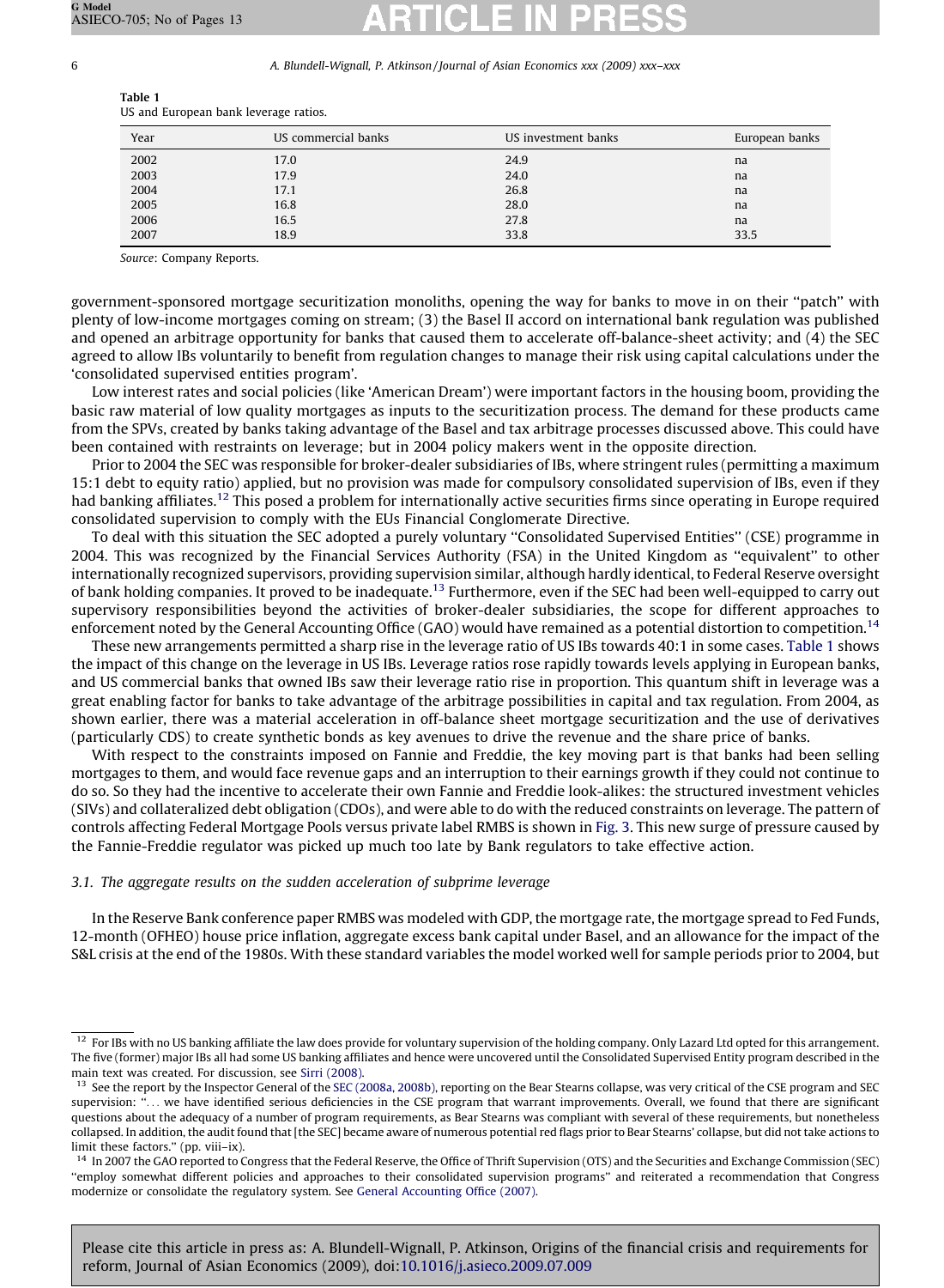**Table 1**
US and European bank leverage ratios.

| Year | US commercial banks | US investment banks | European banks |
|---|---|---|---|
| 2002 | 17.0 | 24.9 | na |
| 2003 | 17.9 | 24.0 | na |
| 2004 | 17.1 | 26.8 | na |
| 2005 | 16.8 | 28.0 | na |
| 2006 | 16.5 | 27.8 | na |
| 2007 | 18.9 | 33.8 | 33.5 |

*Source*: Company Reports.

government-sponsored mortgage securitization monoliths, opening the way for banks to move in on their ''patch'' with plenty of low-income mortgages coming on stream; (3) the Basel II accord on international bank regulation was published and opened an arbitrage opportunity for banks that caused them to accelerate off-balance-sheet activity; and (4) the SEC agreed to allow IBs voluntarily to benefit from regulation changes to manage their risk using capital calculations under the 'consolidated supervised entities program'.

Low interest rates and social policies (like 'American Dream') were important factors in the housing boom, providing the basic raw material of low quality mortgages as inputs to the securitization process. The demand for these products came from the SPVs, created by banks taking advantage of the Basel and tax arbitrage processes discussed above. This could have been contained with restraints on leverage; but in 2004 policy makers went in the opposite direction.

Prior to 2004 the SEC was responsible for broker-dealer subsidiaries of IBs, where stringent rules (permitting a maximum 15:1 debt to equity ratio) applied, but no provision was made for compulsory consolidated supervision of IBs, even if they had banking affiliates.[12] This posed a problem for internationally active securities firms since operating in Europe required consolidated supervision to comply with the EUs Financial Conglomerate Directive.

To deal with this situation the SEC adopted a purely voluntary ''Consolidated Supervised Entities'' (CSE) programme in 2004. This was recognized by the Financial Services Authority (FSA) in the United Kingdom as ''equivalent'' to other internationally recognized supervisors, providing supervision similar, although hardly identical, to Federal Reserve oversight of bank holding companies. It proved to be inadequate.[13] Furthermore, even if the SEC had been well-equipped to carry out supervisory responsibilities beyond the activities of broker-dealer subsidiaries, the scope for different approaches to enforcement noted by the General Accounting Office (GAO) would have remained as a potential distortion to competition.[14]

These new arrangements permitted a sharp rise in the leverage ratio of US IBs towards 40:1 in some cases. Table 1 shows the impact of this change on the leverage in US IBs. Leverage ratios rose rapidly towards levels applying in European banks, and US commercial banks that owned IBs saw their leverage ratio rise in proportion. This quantum shift in leverage was a great enabling factor for banks to take advantage of the arbitrage possibilities in capital and tax regulation. From 2004, as shown earlier, there was a material acceleration in off-balance sheet mortgage securitization and the use of derivatives (particularly CDS) to create synthetic bonds as key avenues to drive the revenue and the share price of banks.

With respect to the constraints imposed on Fannie and Freddie, the key moving part is that banks had been selling mortgages to them, and would face revenue gaps and an interruption to their earnings growth if they could not continue to do so. So they had the incentive to accelerate their own Fannie and Freddie look-alikes: the structured investment vehicles (SIVs) and collateralized debt obligation (CDOs), and were able to do with the reduced constraints on leverage. The pattern of controls affecting Federal Mortgage Pools versus private label RMBS is shown in Fig. 3. This new surge of pressure caused by the Fannie-Freddie regulator was picked up much too late by Bank regulators to take effective action.

### *3.1. The aggregate results on the sudden acceleration of subprime leverage*

In the Reserve Bank conference paper RMBS was modeled with GDP, the mortgage rate, the mortgage spread to Fed Funds, 12-month (OFHEO) house price inflation, aggregate excess bank capital under Basel, and an allowance for the impact of the S&L crisis at the end of the 1980s. With these standard variables the model worked well for sample periods prior to 2004, but

[12] For IBs with no US banking affiliate the law does provide for voluntary supervision of the holding company. Only Lazard Ltd opted for this arrangement. The five (former) major IBs all had some US banking affiliates and hence were uncovered until the Consolidated Supervised Entity program described in the main text was created. For discussion, see Sirri (2008).

[13] See the report by the Inspector General of the SEC (2008a, 2008b), reporting on the Bear Stearns collapse, was very critical of the CSE program and SEC supervision: ''. . . we have identified serious deficiencies in the CSE program that warrant improvements. Overall, we found that there are significant questions about the adequacy of a number of program requirements, as Bear Stearns was compliant with several of these requirements, but nonetheless collapsed. In addition, the audit found that [the SEC] became aware of numerous potential red flags prior to Bear Stearns' collapse, but did not take actions to limit these factors.'' (pp. viii–ix).

[14] In 2007 the GAO reported to Congress that the Federal Reserve, the Office of Thrift Supervision (OTS) and the Securities and Exchange Commission (SEC) ''employ somewhat different policies and approaches to their consolidated supervision programs'' and reiterated a recommendation that Congress modernize or consolidate the regulatory system. See General Accounting Office (2007).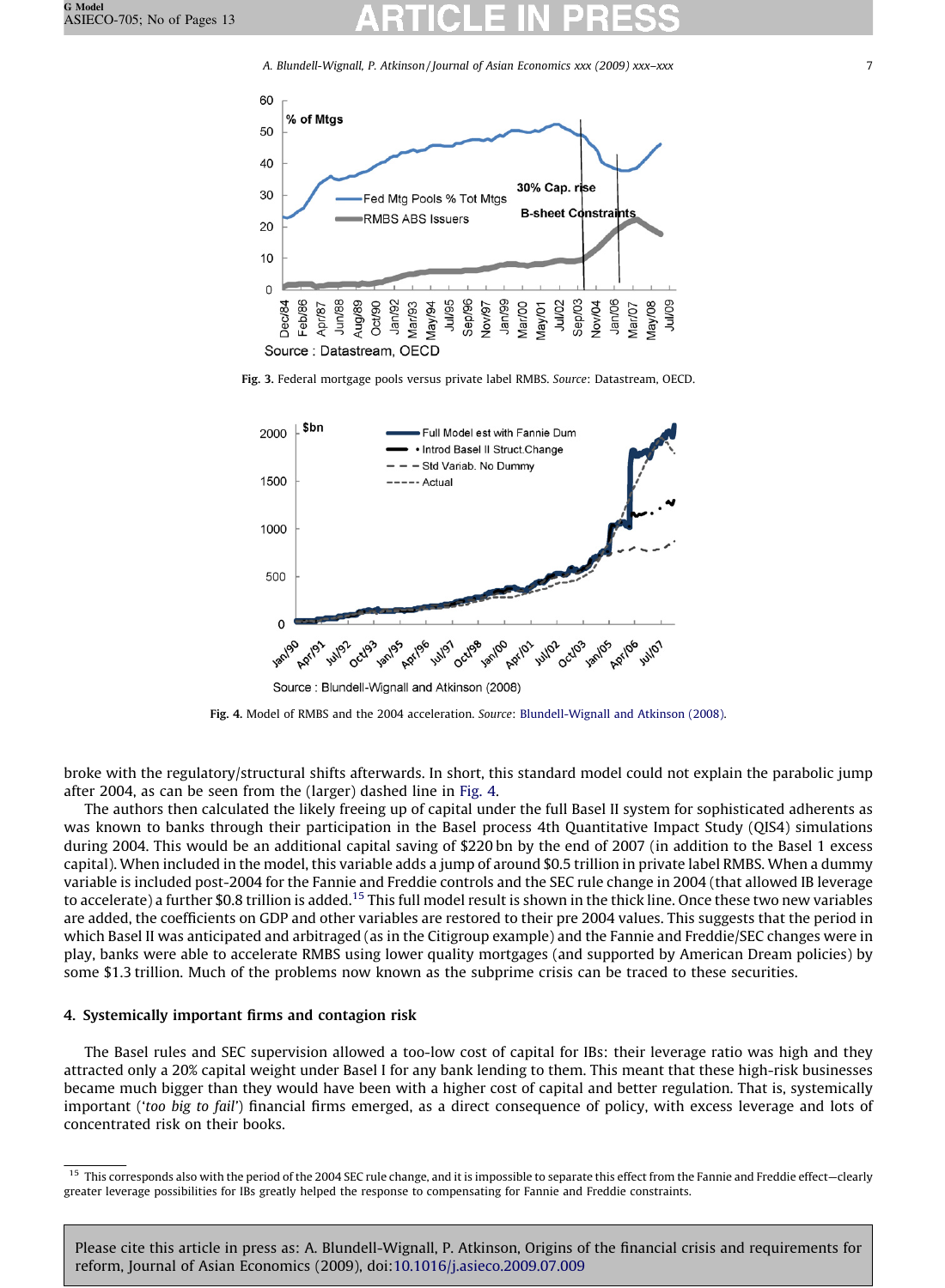60
50
40
30
20
10
0

% of Mtgs

Fed Mtg Pools % Tot Mtgs

RMBS ABS Issuers

30% Cap. rise

B-sheet Constraints

Dec/84 Feb/86 Apr/87 Jun/88 Aug/89 Oct/90 Jan/92 Mar/93 May/94 Jul/95 Sep/96 Nov/97 Jan/99 Mar/00 May/01 Jul/02 Sep/03 Nov/04 Jan/06 Mar/07 May/08 Jul/09

Source : Datastream, OECD

**Fig. 3.** Federal mortgage pools versus private label RMBS. *Source*: Datastream, OECD.

2000
1500
1000
500
0

$bn

Full Model est with Fannie Dum

• Introd Basel II Struct.Change

Std Variab. No Dummy

Actual

Jan/90 Apr/91 Jul/92 Oct/93 Jan/95 Apr/96 Jul/97 Oct/98 Jan/00 Apr/01 Jul/02 Oct/03 Jan/05 Apr/06 Jul/07

Source : Blundell-Wignall and Atkinson (2008)

**Fig. 4.** Model of RMBS and the 2004 acceleration. *Source*: Blundell-Wignall and Atkinson (2008).

broke with the regulatory/structural shifts afterwards. In short, this standard model could not explain the parabolic jump after 2004, as can be seen from the (larger) dashed line in Fig. 4.

The authors then calculated the likely freeing up of capital under the full Basel II system for sophisticated adherents as was known to banks through their participation in the Basel process 4th Quantitative Impact Study (QIS4) simulations during 2004. This would be an additional capital saving of $220 bn by the end of 2007 (in addition to the Basel 1 excess capital). When included in the model, this variable adds a jump of around $0.5 trillion in private label RMBS. When a dummy variable is included post-2004 for the Fannie and Freddie controls and the SEC rule change in 2004 (that allowed IB leverage to accelerate) a further $0.8 trillion is added.[15] This full model result is shown in the thick line. Once these two new variables are added, the coefficients on GDP and other variables are restored to their pre 2004 values. This suggests that the period in which Basel II was anticipated and arbitraged (as in the Citigroup example) and the Fannie and Freddie/SEC changes were in play, banks were able to accelerate RMBS using lower quality mortgages (and supported by American Dream policies) by some $1.3 trillion. Much of the problems now known as the subprime crisis can be traced to these securities.

## 4. Systemically important firms and contagion risk

The Basel rules and SEC supervision allowed a too-low cost of capital for IBs: their leverage ratio was high and they attracted only a 20% capital weight under Basel I for any bank lending to them. This meant that these high-risk businesses became much bigger than they would have been with a higher cost of capital and better regulation. That is, systemically important ('*too big to fail*') financial firms emerged, as a direct consequence of policy, with excess leverage and lots of concentrated risk on their books.

[15] This corresponds also with the period of the 2004 SEC rule change, and it is impossible to separate this effect from the Fannie and Freddie effect—clearly greater leverage possibilities for IBs greatly helped the response to compensating for Fannie and Freddie constraints.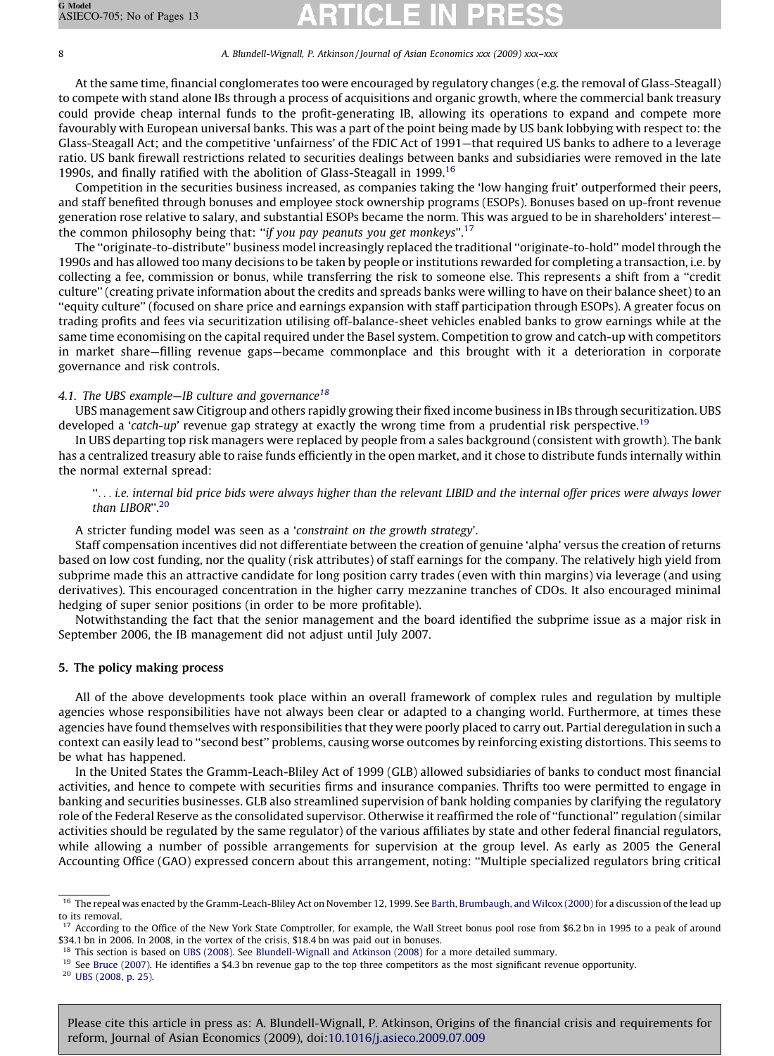At the same time, financial conglomerates too were encouraged by regulatory changes (e.g. the removal of Glass-Steagall) to compete with stand alone IBs through a process of acquisitions and organic growth, where the commercial bank treasury could provide cheap internal funds to the profit-generating IB, allowing its operations to expand and compete more favourably with European universal banks. This was a part of the point being made by US bank lobbying with respect to: the Glass-Steagall Act; and the competitive 'unfairness' of the FDIC Act of 1991—that required US banks to adhere to a leverage ratio. US bank firewall restrictions related to securities dealings between banks and subsidiaries were removed in the late 1990s, and finally ratified with the abolition of Glass-Steagall in 1999.[16]

Competition in the securities business increased, as companies taking the 'low hanging fruit' outperformed their peers, and staff benefited through bonuses and employee stock ownership programs (ESOPs). Bonuses based on up-front revenue generation rose relative to salary, and substantial ESOPs became the norm. This was argued to be in shareholders' interest—the common philosophy being that: "*if you pay peanuts you get monkeys*".[17]

The "originate-to-distribute" business model increasingly replaced the traditional "originate-to-hold" model through the 1990s and has allowed too many decisions to be taken by people or institutions rewarded for completing a transaction, i.e. by collecting a fee, commission or bonus, while transferring the risk to someone else. This represents a shift from a "credit culture" (creating private information about the credits and spreads banks were willing to have on their balance sheet) to an "equity culture" (focused on share price and earnings expansion with staff participation through ESOPs). A greater focus on trading profits and fees via securitization utilising off-balance-sheet vehicles enabled banks to grow earnings while at the same time economising on the capital required under the Basel system. Competition to grow and catch-up with competitors in market share—filling revenue gaps—became commonplace and this brought with it a deterioration in corporate governance and risk controls.

### 4.1. The UBS example—IB culture and governance[18]

UBS management saw Citigroup and others rapidly growing their fixed income business in IBs through securitization. UBS developed a '*catch-up*' revenue gap strategy at exactly the wrong time from a prudential risk perspective.[19]

In UBS departing top risk managers were replaced by people from a sales background (consistent with growth). The bank has a centralized treasury able to raise funds efficiently in the open market, and it chose to distribute funds internally within the normal external spread:

> "*... i.e. internal bid price bids were always higher than the relevant LIBID and the internal offer prices were always lower than LIBOR*".[20]

A stricter funding model was seen as a '*constraint on the growth strategy*'.

Staff compensation incentives did not differentiate between the creation of genuine 'alpha' versus the creation of returns based on low cost funding, nor the quality (risk attributes) of staff earnings for the company. The relatively high yield from subprime made this an attractive candidate for long position carry trades (even with thin margins) via leverage (and using derivatives). This encouraged concentration in the higher carry mezzanine tranches of CDOs. It also encouraged minimal hedging of super senior positions (in order to be more profitable).

Notwithstanding the fact that the senior management and the board identified the subprime issue as a major risk in September 2006, the IB management did not adjust until July 2007.

## 5. The policy making process

All of the above developments took place within an overall framework of complex rules and regulation by multiple agencies whose responsibilities have not always been clear or adapted to a changing world. Furthermore, at times these agencies have found themselves with responsibilities that they were poorly placed to carry out. Partial deregulation in such a context can easily lead to "second best" problems, causing worse outcomes by reinforcing existing distortions. This seems to be what has happened.

In the United States the Gramm-Leach-Bliley Act of 1999 (GLB) allowed subsidiaries of banks to conduct most financial activities, and hence to compete with securities firms and insurance companies. Thrifts too were permitted to engage in banking and securities businesses. GLB also streamlined supervision of bank holding companies by clarifying the regulatory role of the Federal Reserve as the consolidated supervisor. Otherwise it reaffirmed the role of "functional" regulation (similar activities should be regulated by the same regulator) of the various affiliates by state and other federal financial regulators, while allowing a number of possible arrangements for supervision at the group level. As early as 2005 the General Accounting Office (GAO) expressed concern about this arrangement, noting: "Multiple specialized regulators bring critical

---

[16] The repeal was enacted by the Gramm-Leach-Bliley Act on November 12, 1999. See Barth, Brumbaugh, and Wilcox (2000) for a discussion of the lead up to its removal.

[17] According to the Office of the New York State Comptroller, for example, the Wall Street bonus pool rose from \$6.2 bn in 1995 to a peak of around \$34.1 bn in 2006. In 2008, in the vortex of the crisis, \$18.4 bn was paid out in bonuses.

[18] This section is based on UBS (2008). See Blundell-Wignall and Atkinson (2008) for a more detailed summary.

[19] See Bruce (2007). He identifies a \$4.3 bn revenue gap to the top three competitors as the most significant revenue opportunity.

[20] UBS (2008, p. 25).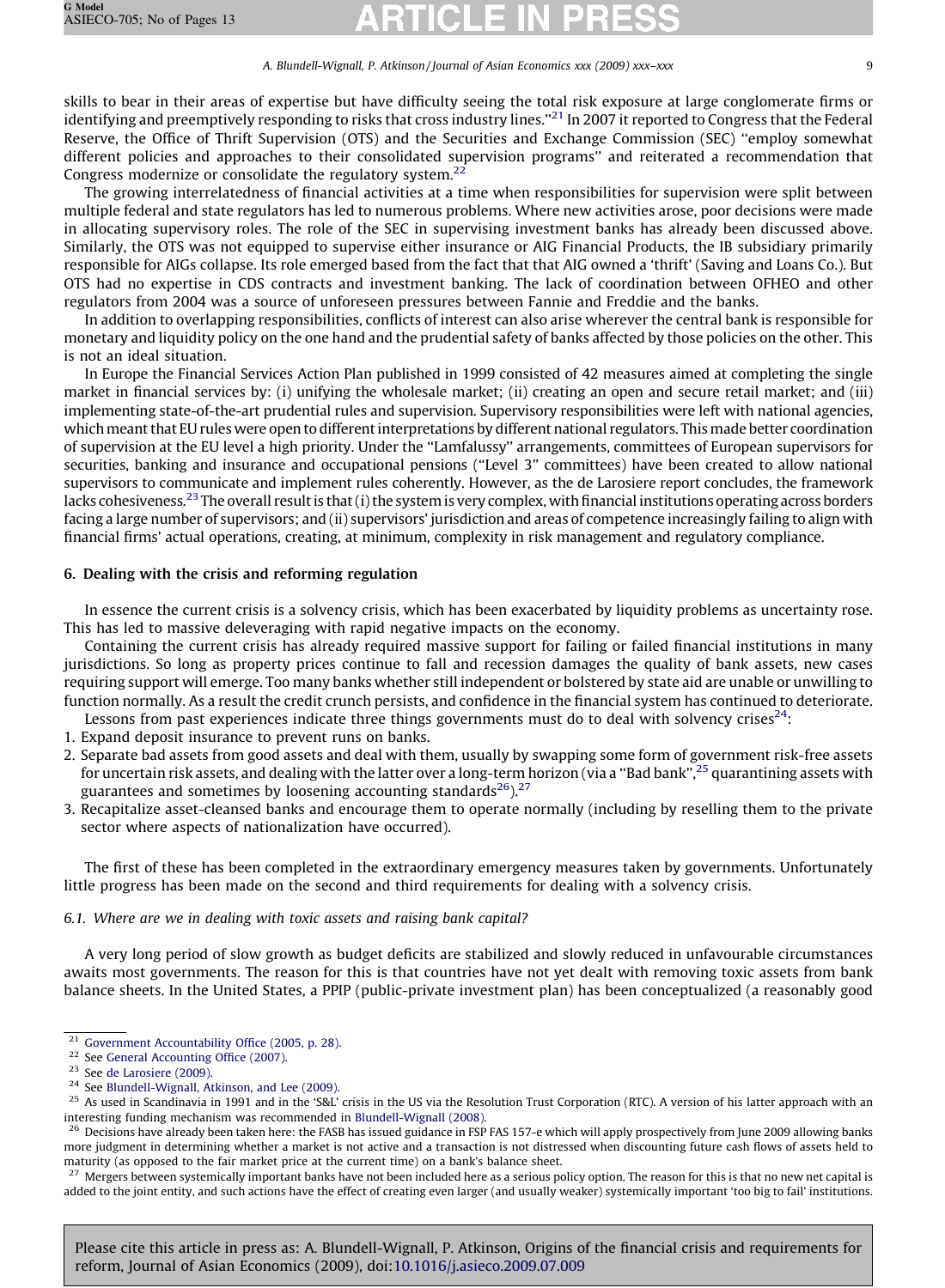skills to bear in their areas of expertise but have difficulty seeing the total risk exposure at large conglomerate firms or identifying and preemptively responding to risks that cross industry lines."[21] In 2007 it reported to Congress that the Federal Reserve, the Office of Thrift Supervision (OTS) and the Securities and Exchange Commission (SEC) "employ somewhat different policies and approaches to their consolidated supervision programs" and reiterated a recommendation that Congress modernize or consolidate the regulatory system.[22]

The growing interrelatedness of financial activities at a time when responsibilities for supervision were split between multiple federal and state regulators has led to numerous problems. Where new activities arose, poor decisions were made in allocating supervisory roles. The role of the SEC in supervising investment banks has already been discussed above. Similarly, the OTS was not equipped to supervise either insurance or AIG Financial Products, the IB subsidiary primarily responsible for AIGs collapse. Its role emerged based from the fact that that AIG owned a 'thrift' (Saving and Loans Co.). But OTS had no expertise in CDS contracts and investment banking. The lack of coordination between OFHEO and other regulators from 2004 was a source of unforeseen pressures between Fannie and Freddie and the banks.

In addition to overlapping responsibilities, conflicts of interest can also arise wherever the central bank is responsible for monetary and liquidity policy on the one hand and the prudential safety of banks affected by those policies on the other. This is not an ideal situation.

In Europe the Financial Services Action Plan published in 1999 consisted of 42 measures aimed at completing the single market in financial services by: (i) unifying the wholesale market; (ii) creating an open and secure retail market; and (iii) implementing state-of-the-art prudential rules and supervision. Supervisory responsibilities were left with national agencies, which meant that EU rules were open to different interpretations by different national regulators. This made better coordination of supervision at the EU level a high priority. Under the "Lamfalussy" arrangements, committees of European supervisors for securities, banking and insurance and occupational pensions ("Level 3" committees) have been created to allow national supervisors to communicate and implement rules coherently. However, as the de Larosiere report concludes, the framework lacks cohesiveness.[23] The overall result is that (i) the system is very complex, with financial institutions operating across borders facing a large number of supervisors; and (ii) supervisors' jurisdiction and areas of competence increasingly failing to align with financial firms' actual operations, creating, at minimum, complexity in risk management and regulatory compliance.

## 6. Dealing with the crisis and reforming regulation

In essence the current crisis is a solvency crisis, which has been exacerbated by liquidity problems as uncertainty rose. This has led to massive deleveraging with rapid negative impacts on the economy.

Containing the current crisis has already required massive support for failing or failed financial institutions in many jurisdictions. So long as property prices continue to fall and recession damages the quality of bank assets, new cases requiring support will emerge. Too many banks whether still independent or bolstered by state aid are unable or unwilling to function normally. As a result the credit crunch persists, and confidence in the financial system has continued to deteriorate.

Lessons from past experiences indicate three things governments must do to deal with solvency crises[24]:

1. Expand deposit insurance to prevent runs on banks.
2. Separate bad assets from good assets and deal with them, usually by swapping some form of government risk-free assets for uncertain risk assets, and dealing with the latter over a long-term horizon (via a "Bad bank",[25] quarantining assets with guarantees and sometimes by loosening accounting standards[26]).[27]
3. Recapitalize asset-cleansed banks and encourage them to operate normally (including by reselling them to the private sector where aspects of nationalization have occurred).

The first of these has been completed in the extraordinary emergency measures taken by governments. Unfortunately little progress has been made on the second and third requirements for dealing with a solvency crisis.

### 6.1. Where are we in dealing with toxic assets and raising bank capital?

A very long period of slow growth as budget deficits are stabilized and slowly reduced in unfavourable circumstances awaits most governments. The reason for this is that countries have not yet dealt with removing toxic assets from bank balance sheets. In the United States, a PPIP (public-private investment plan) has been conceptualized (a reasonably good

---

[21] Government Accountability Office (2005, p. 28).

[22] See General Accounting Office (2007).

[23] See de Larosiere (2009).

[24] See Blundell-Wignall, Atkinson, and Lee (2009).

[25] As used in Scandinavia in 1991 and in the 'S&L' crisis in the US via the Resolution Trust Corporation (RTC). A version of his latter approach with an interesting funding mechanism was recommended in Blundell-Wignall (2008).

[26] Decisions have already been taken here: the FASB has issued guidance in FSP FAS 157-e which will apply prospectively from June 2009 allowing banks more judgment in determining whether a market is not active and a transaction is not distressed when discounting future cash flows of assets held to maturity (as opposed to the fair market price at the current time) on a bank's balance sheet.

[27] Mergers between systemically important banks have not been included here as a serious policy option. The reason for this is that no new net capital is added to the joint entity, and such actions have the effect of creating even larger (and usually weaker) systemically important 'too big to fail' institutions.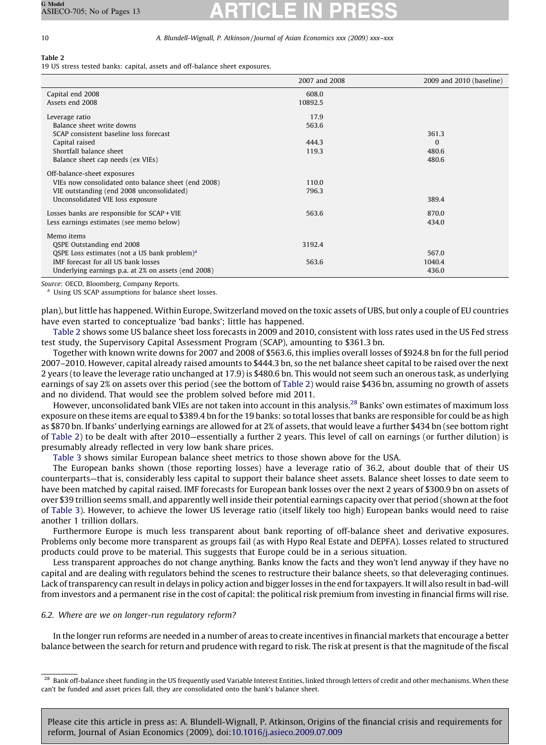**Table 2**
19 US stress tested banks: capital, assets and off-balance sheet exposures.

| | 2007 and 2008 | 2009 and 2010 (baseline) |
|---|---|---|
| Capital end 2008 | 608.0 | |
| Assets end 2008 | 10892.5 | |
| Leverage ratio | 17.9 | |
| Balance sheet write downs | 563.6 | |
| SCAP consistent baseline loss forecast | | 361.3 |
| Capital raised | 444.3 | 0 |
| Shortfall balance sheet | 119.3 | 480.6 |
| Balance sheet cap needs (ex VIEs) | | 480.6 |
| Off-balance-sheet exposures | | |
| VIEs now consolidated onto balance sheet (end 2008) | 110.0 | |
| VIE outstanding (end 2008 unconsolidated) | 796.3 | |
| Unconsolidated VIE loss exposure | | 389.4 |
| Losses banks are responsible for SCAP + VIE | 563.6 | 870.0 |
| Less earnings estimates (see memo below) | | 434.0 |
| Memo items | | |
| QSPE Outstanding end 2008 | 3192.4 | |
| QSPE Loss estimates (not a US bank problem)[a] | | 567.0 |
| IMF forecast for all US bank losses | 563.6 | 1040.4 |
| Underlying earnings p.a. at 2% on assets (end 2008) | | 436.0 |

*Source*: OECD, Bloomberg, Company Reports.
[a] Using US SCAP assumptions for balance sheet losses.

plan), but little has happened. Within Europe, Switzerland moved on the toxic assets of UBS, but only a couple of EU countries have even started to conceptualize 'bad banks'; little has happened.

Table 2 shows some US balance sheet loss forecasts in 2009 and 2010, consistent with loss rates used in the US Fed stress test study, the Supervisory Capital Assessment Program (SCAP), amounting to $361.3 bn.

Together with known write downs for 2007 and 2008 of $563.6, this implies overall losses of $924.8 bn for the full period 2007–2010. However, capital already raised amounts to $444.3 bn, so the net balance sheet capital to be raised over the next 2 years (to leave the leverage ratio unchanged at 17.9) is $480.6 bn. This would not seem such an onerous task, as underlying earnings of say 2% on assets over this period (see the bottom of Table 2) would raise $436 bn, assuming no growth of assets and no dividend. That would see the problem solved before mid 2011.

However, unconsolidated bank VIEs are not taken into account in this analysis.[28] Banks' own estimates of maximum loss exposure on these items are equal to $389.4 bn for the 19 banks: so total losses that banks are responsible for could be as high as $870 bn. If banks' underlying earnings are allowed for at 2% of assets, that would leave a further $434 bn (see bottom right of Table 2) to be dealt with after 2010—essentially a further 2 years. This level of call on earnings (or further dilution) is presumably already reflected in very low bank share prices.

Table 3 shows similar European balance sheet metrics to those shown above for the USA.

The European banks shown (those reporting losses) have a leverage ratio of 36.2, about double that of their US counterparts—that is, considerably less capital to support their balance sheet assets. Balance sheet losses to date seem to have been matched by capital raised. IMF forecasts for European bank losses over the next 2 years of $300.9 bn on assets of over $39 trillion seems small, and apparently well inside their potential earnings capacity over that period (shown at the foot of Table 3). However, to achieve the lower US leverage ratio (itself likely too high) European banks would need to raise another 1 trillion dollars.

Furthermore Europe is much less transparent about bank reporting of off-balance sheet and derivative exposures. Problems only become more transparent as groups fail (as with Hypo Real Estate and DEPFA). Losses related to structured products could prove to be material. This suggests that Europe could be in a serious situation.

Less transparent approaches do not change anything. Banks know the facts and they won't lend anyway if they have no capital and are dealing with regulators behind the scenes to restructure their balance sheets, so that deleveraging continues. Lack of transparency can result in delays in policy action and bigger losses in the end for taxpayers. It will also result in bad-will from investors and a permanent rise in the cost of capital: the political risk premium from investing in financial firms will rise.

### *6.2. Where are we on longer-run regulatory reform?*

In the longer run reforms are needed in a number of areas to create incentives in financial markets that encourage a better balance between the search for return and prudence with regard to risk. The risk at present is that the magnitude of the fiscal

[28] Bank off-balance sheet funding in the US frequently used Variable Interest Entities, linked through letters of credit and other mechanisms. When these can't be funded and asset prices fall, they are consolidated onto the bank's balance sheet.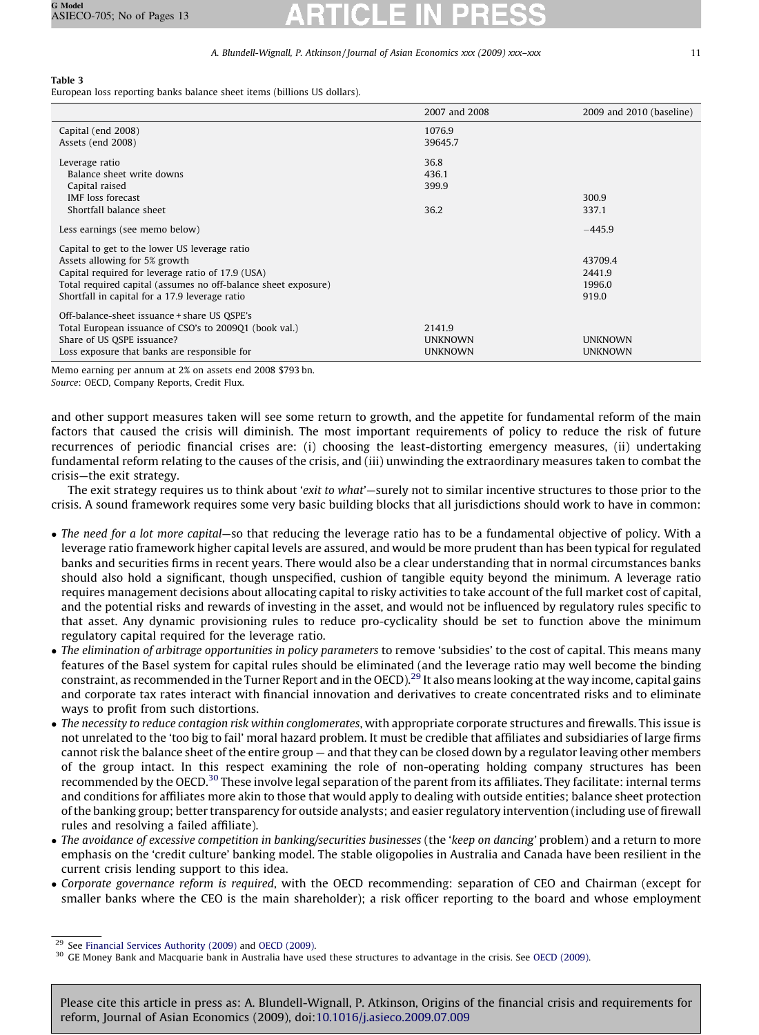**Table 3**
European loss reporting banks balance sheet items (billions US dollars).

| | 2007 and 2008 | 2009 and 2010 (baseline) |
|---|---|---|
| Capital (end 2008) | 1076.9 | |
| Assets (end 2008) | 39645.7 | |
| Leverage ratio | 36.8 | |
| Balance sheet write downs | 436.1 | |
| Capital raised | 399.9 | |
| IMF loss forecast | | 300.9 |
| Shortfall balance sheet | 36.2 | 337.1 |
| Less earnings (see memo below) | | −445.9 |
| Capital to get to the lower US leverage ratio | | |
| Assets allowing for 5% growth | | 43709.4 |
| Capital required for leverage ratio of 17.9 (USA) | | 2441.9 |
| Total required capital (assumes no off-balance sheet exposure) | | 1996.0 |
| Shortfall in capital for a 17.9 leverage ratio | | 919.0 |
| Off-balance-sheet issuance + share US QSPE's | | |
| Total European issuance of CSO's to 2009Q1 (book val.) | 2141.9 | |
| Share of US QSPE issuance? | UNKNOWN | UNKNOWN |
| Loss exposure that banks are responsible for | UNKNOWN | UNKNOWN |

Memo earning per annum at 2% on assets end 2008 $793 bn.
*Source*: OECD, Company Reports, Credit Flux.

and other support measures taken will see some return to growth, and the appetite for fundamental reform of the main factors that caused the crisis will diminish. The most important requirements of policy to reduce the risk of future recurrences of periodic financial crises are: (i) choosing the least-distorting emergency measures, (ii) undertaking fundamental reform relating to the causes of the crisis, and (iii) unwinding the extraordinary measures taken to combat the crisis—the exit strategy.

The exit strategy requires us to think about '*exit to what*'—surely not to similar incentive structures to those prior to the crisis. A sound framework requires some very basic building blocks that all jurisdictions should work to have in common:

- *The need for a lot more capital*—so that reducing the leverage ratio has to be a fundamental objective of policy. With a leverage ratio framework higher capital levels are assured, and would be more prudent than has been typical for regulated banks and securities firms in recent years. There would also be a clear understanding that in normal circumstances banks should also hold a significant, though unspecified, cushion of tangible equity beyond the minimum. A leverage ratio requires management decisions about allocating capital to risky activities to take account of the full market cost of capital, and the potential risks and rewards of investing in the asset, and would not be influenced by regulatory rules specific to that asset. Any dynamic provisioning rules to reduce pro-cyclicality should be set to function above the minimum regulatory capital required for the leverage ratio.
- *The elimination of arbitrage opportunities in policy parameters* to remove 'subsidies' to the cost of capital. This means many features of the Basel system for capital rules should be eliminated (and the leverage ratio may well become the binding constraint, as recommended in the Turner Report and in the OECD).[29] It also means looking at the way income, capital gains and corporate tax rates interact with financial innovation and derivatives to create concentrated risks and to eliminate ways to profit from such distortions.
- *The necessity to reduce contagion risk within conglomerates*, with appropriate corporate structures and firewalls. This issue is not unrelated to the 'too big to fail' moral hazard problem. It must be credible that affiliates and subsidiaries of large firms cannot risk the balance sheet of the entire group — and that they can be closed down by a regulator leaving other members of the group intact. In this respect examining the role of non-operating holding company structures has been recommended by the OECD.[30] These involve legal separation of the parent from its affiliates. They facilitate: internal terms and conditions for affiliates more akin to those that would apply to dealing with outside entities; balance sheet protection of the banking group; better transparency for outside analysts; and easier regulatory intervention (including use of firewall rules and resolving a failed affiliate).
- *The avoidance of excessive competition in banking/securities businesses* (the '*keep on dancing*' problem) and a return to more emphasis on the 'credit culture' banking model. The stable oligopolies in Australia and Canada have been resilient in the current crisis lending support to this idea.
- *Corporate governance reform is required*, with the OECD recommending: separation of CEO and Chairman (except for smaller banks where the CEO is the main shareholder); a risk officer reporting to the board and whose employment

[29] See Financial Services Authority (2009) and OECD (2009).
[30] GE Money Bank and Macquarie bank in Australia have used these structures to advantage in the crisis. See OECD (2009).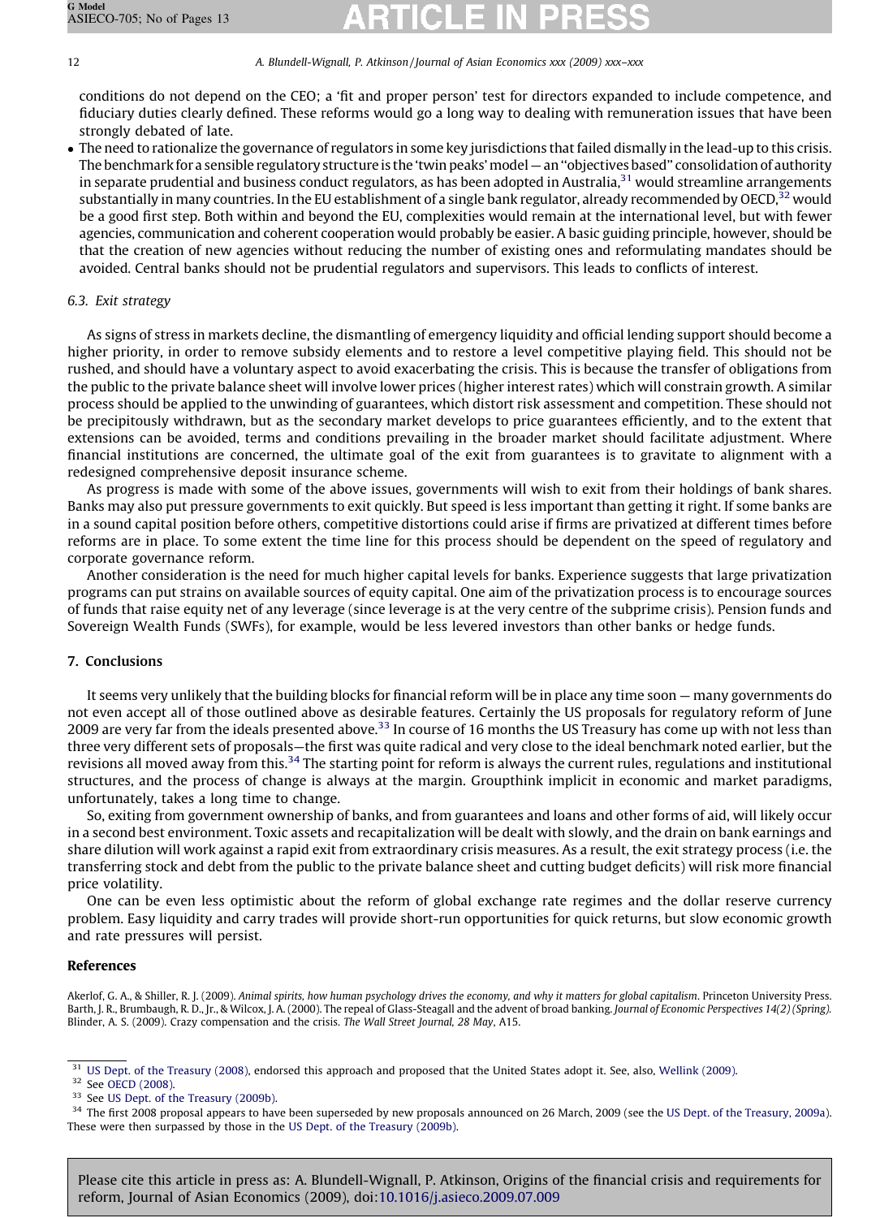conditions do not depend on the CEO; a 'fit and proper person' test for directors expanded to include competence, and fiduciary duties clearly defined. These reforms would go a long way to dealing with remuneration issues that have been strongly debated of late.

- The need to rationalize the governance of regulators in some key jurisdictions that failed dismally in the lead-up to this crisis. The benchmark for a sensible regulatory structure is the 'twin peaks' model — an "objectives based" consolidation of authority in separate prudential and business conduct regulators, as has been adopted in Australia,[31] would streamline arrangements substantially in many countries. In the EU establishment of a single bank regulator, already recommended by OECD,[32] would be a good first step. Both within and beyond the EU, complexities would remain at the international level, but with fewer agencies, communication and coherent cooperation would probably be easier. A basic guiding principle, however, should be that the creation of new agencies without reducing the number of existing ones and reformulating mandates should be avoided. Central banks should not be prudential regulators and supervisors. This leads to conflicts of interest.

### 6.3. Exit strategy

As signs of stress in markets decline, the dismantling of emergency liquidity and official lending support should become a higher priority, in order to remove subsidy elements and to restore a level competitive playing field. This should not be rushed, and should have a voluntary aspect to avoid exacerbating the crisis. This is because the transfer of obligations from the public to the private balance sheet will involve lower prices (higher interest rates) which will constrain growth. A similar process should be applied to the unwinding of guarantees, which distort risk assessment and competition. These should not be precipitously withdrawn, but as the secondary market develops to price guarantees efficiently, and to the extent that extensions can be avoided, terms and conditions prevailing in the broader market should facilitate adjustment. Where financial institutions are concerned, the ultimate goal of the exit from guarantees is to gravitate to alignment with a redesigned comprehensive deposit insurance scheme.

As progress is made with some of the above issues, governments will wish to exit from their holdings of bank shares. Banks may also put pressure governments to exit quickly. But speed is less important than getting it right. If some banks are in a sound capital position before others, competitive distortions could arise if firms are privatized at different times before reforms are in place. To some extent the time line for this process should be dependent on the speed of regulatory and corporate governance reform.

Another consideration is the need for much higher capital levels for banks. Experience suggests that large privatization programs can put strains on available sources of equity capital. One aim of the privatization process is to encourage sources of funds that raise equity net of any leverage (since leverage is at the very centre of the subprime crisis). Pension funds and Sovereign Wealth Funds (SWFs), for example, would be less levered investors than other banks or hedge funds.

## 7. Conclusions

It seems very unlikely that the building blocks for financial reform will be in place any time soon — many governments do not even accept all of those outlined above as desirable features. Certainly the US proposals for regulatory reform of June 2009 are very far from the ideals presented above.[33] In course of 16 months the US Treasury has come up with not less than three very different sets of proposals—the first was quite radical and very close to the ideal benchmark noted earlier, but the revisions all moved away from this.[34] The starting point for reform is always the current rules, regulations and institutional structures, and the process of change is always at the margin. Groupthink implicit in economic and market paradigms, unfortunately, takes a long time to change.

So, exiting from government ownership of banks, and from guarantees and loans and other forms of aid, will likely occur in a second best environment. Toxic assets and recapitalization will be dealt with slowly, and the drain on bank earnings and share dilution will work against a rapid exit from extraordinary crisis measures. As a result, the exit strategy process (i.e. the transferring stock and debt from the public to the private balance sheet and cutting budget deficits) will risk more financial price volatility.

One can be even less optimistic about the reform of global exchange rate regimes and the dollar reserve currency problem. Easy liquidity and carry trades will provide short-run opportunities for quick returns, but slow economic growth and rate pressures will persist.

## References

Akerlof, G. A., & Shiller, R. J. (2009). *Animal spirits, how human psychology drives the economy, and why it matters for global capitalism*. Princeton University Press.

Barth, J. R., Brumbaugh, R. D., Jr., & Wilcox, J. A. (2000). The repeal of Glass-Steagall and the advent of broad banking. *Journal of Economic Perspectives 14(2) (Spring).*

Blinder, A. S. (2009). Crazy compensation and the crisis. *The Wall Street Journal, 28 May*, A15.

---

[31] US Dept. of the Treasury (2008), endorsed this approach and proposed that the United States adopt it. See, also, Wellink (2009).

[32] See OECD (2008).

[33] See US Dept. of the Treasury (2009b).

[34] The first 2008 proposal appears to have been superseded by new proposals announced on 26 March, 2009 (see the US Dept. of the Treasury, 2009a). These were then surpassed by those in the US Dept. of the Treasury (2009b).

Please cite this article in press as: A. Blundell-Wignall, P. Atkinson, Origins of the financial crisis and requirements for reform, Journal of Asian Economics (2009), doi:10.1016/j.asieco.2009.07.009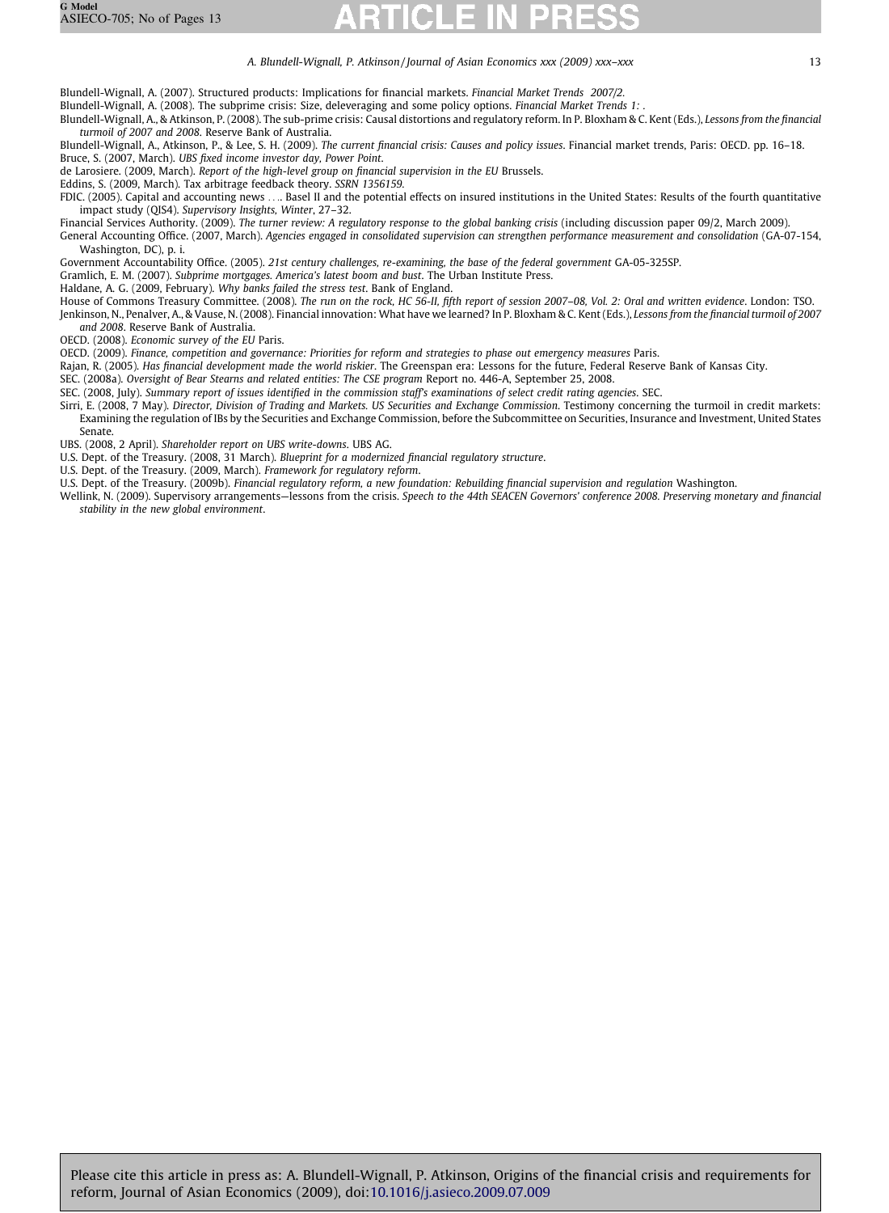Blundell-Wignall, A. (2007). Structured products: Implications for financial markets. *Financial Market Trends 2007/2*.

Blundell-Wignall, A. (2008). The subprime crisis: Size, deleveraging and some policy options. *Financial Market Trends 1:* .

Blundell-Wignall, A., & Atkinson, P. (2008). The sub-prime crisis: Causal distortions and regulatory reform. In P. Bloxham & C. Kent (Eds.), *Lessons from the financial turmoil of 2007 and 2008*. Reserve Bank of Australia.

Blundell-Wignall, A., Atkinson, P., & Lee, S. H. (2009). *The current financial crisis: Causes and policy issues*. Financial market trends, Paris: OECD. pp. 16–18.

Bruce, S. (2007, March). *UBS fixed income investor day, Power Point*.

de Larosiere. (2009, March). *Report of the high-level group on financial supervision in the EU* Brussels.

Eddins, S. (2009, March). Tax arbitrage feedback theory. *SSRN 1356159.*

FDIC. (2005). Capital and accounting news .... Basel II and the potential effects on insured institutions in the United States: Results of the fourth quantitative impact study (QIS4). *Supervisory Insights, Winter*, 27–32.

Financial Services Authority. (2009). *The turner review: A regulatory response to the global banking crisis* (including discussion paper 09/2, March 2009).

General Accounting Office. (2007, March). *Agencies engaged in consolidated supervision can strengthen performance measurement and consolidation* (GA-07-154, Washington, DC), p. i.

Government Accountability Office. (2005). *21st century challenges, re-examining, the base of the federal government* GA-05-325SP.

Gramlich, E. M. (2007). *Subprime mortgages. America's latest boom and bust*. The Urban Institute Press.

Haldane, A. G. (2009, February). *Why banks failed the stress test*. Bank of England.

House of Commons Treasury Committee. (2008). *The run on the rock, HC 56-II, fifth report of session 2007–08, Vol. 2: Oral and written evidence*. London: TSO.

Jenkinson, N., Penalver, A., & Vause, N. (2008). Financial innovation: What have we learned? In P. Bloxham & C. Kent (Eds.), *Lessons from the financial turmoil of 2007 and 2008*. Reserve Bank of Australia.

OECD. (2008). *Economic survey of the EU* Paris.

OECD. (2009). *Finance, competition and governance: Priorities for reform and strategies to phase out emergency measures* Paris.

Rajan, R. (2005). *Has financial development made the world riskier*. The Greenspan era: Lessons for the future, Federal Reserve Bank of Kansas City.

SEC. (2008a). *Oversight of Bear Stearns and related entities: The CSE program* Report no. 446-A, September 25, 2008.

SEC. (2008, July). *Summary report of issues identified in the commission staff's examinations of select credit rating agencies*. SEC.

Sirri, E. (2008, 7 May). *Director, Division of Trading and Markets. US Securities and Exchange Commission*. Testimony concerning the turmoil in credit markets: Examining the regulation of IBs by the Securities and Exchange Commission, before the Subcommittee on Securities, Insurance and Investment, United States Senate.

UBS. (2008, 2 April). *Shareholder report on UBS write-downs*. UBS AG.

U.S. Dept. of the Treasury. (2008, 31 March). *Blueprint for a modernized financial regulatory structure*.

U.S. Dept. of the Treasury. (2009, March). *Framework for regulatory reform*.

U.S. Dept. of the Treasury. (2009b). *Financial regulatory reform, a new foundation: Rebuilding financial supervision and regulation* Washington.

Wellink, N. (2009). Supervisory arrangements—lessons from the crisis. *Speech to the 44th SEACEN Governors' conference 2008. Preserving monetary and financial stability in the new global environment*.

Please cite this article in press as: A. Blundell-Wignall, P. Atkinson, Origins of the financial crisis and requirements for reform, Journal of Asian Economics (2009), doi:10.1016/j.asieco.2009.07.009